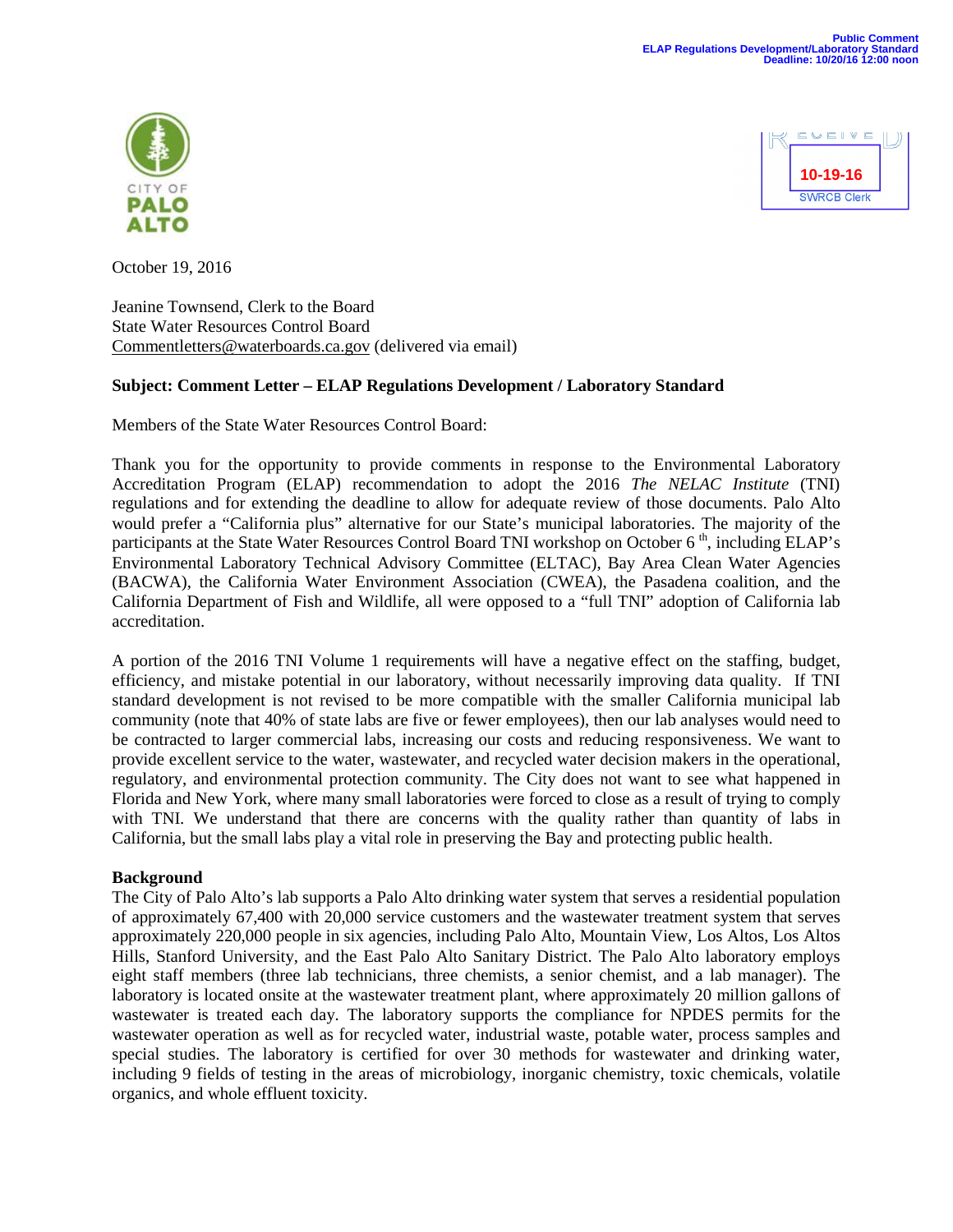Public Comment
ELAP Regulations Development/Laboratory Standard
Deadline: 10/20/16 12:00 noon

CITY OF
PALO
ALTO

RECEIVED
10-19-16
SWRCB Clerk

October 19, 2016

Jeanine Townsend, Clerk to the Board
State Water Resources Control Board
Commentletters@waterboards.ca.gov (delivered via email)

**Subject: Comment Letter – ELAP Regulations Development / Laboratory Standard**

Members of the State Water Resources Control Board:

Thank you for the opportunity to provide comments in response to the Environmental Laboratory Accreditation Program (ELAP) recommendation to adopt the 2016 *The NELAC Institute* (TNI) regulations and for extending the deadline to allow for adequate review of those documents. Palo Alto would prefer a "California plus" alternative for our State's municipal laboratories. The majority of the participants at the State Water Resources Control Board TNI workshop on October 6th, including ELAP's Environmental Laboratory Technical Advisory Committee (ELTAC), Bay Area Clean Water Agencies (BACWA), the California Water Environment Association (CWEA), the Pasadena coalition, and the California Department of Fish and Wildlife, all were opposed to a "full TNI" adoption of California lab accreditation.

A portion of the 2016 TNI Volume 1 requirements will have a negative effect on the staffing, budget, efficiency, and mistake potential in our laboratory, without necessarily improving data quality. If TNI standard development is not revised to be more compatible with the smaller California municipal lab community (note that 40% of state labs are five or fewer employees), then our lab analyses would need to be contracted to larger commercial labs, increasing our costs and reducing responsiveness. We want to provide excellent service to the water, wastewater, and recycled water decision makers in the operational, regulatory, and environmental protection community. The City does not want to see what happened in Florida and New York, where many small laboratories were forced to close as a result of trying to comply with TNI. We understand that there are concerns with the quality rather than quantity of labs in California, but the small labs play a vital role in preserving the Bay and protecting public health.

**Background**

The City of Palo Alto's lab supports a Palo Alto drinking water system that serves a residential population of approximately 67,400 with 20,000 service customers and the wastewater treatment system that serves approximately 220,000 people in six agencies, including Palo Alto, Mountain View, Los Altos, Los Altos Hills, Stanford University, and the East Palo Alto Sanitary District. The Palo Alto laboratory employs eight staff members (three lab technicians, three chemists, a senior chemist, and a lab manager). The laboratory is located onsite at the wastewater treatment plant, where approximately 20 million gallons of wastewater is treated each day. The laboratory supports the compliance for NPDES permits for the wastewater operation as well as for recycled water, industrial waste, potable water, process samples and special studies. The laboratory is certified for over 30 methods for wastewater and drinking water, including 9 fields of testing in the areas of microbiology, inorganic chemistry, toxic chemicals, volatile organics, and whole effluent toxicity.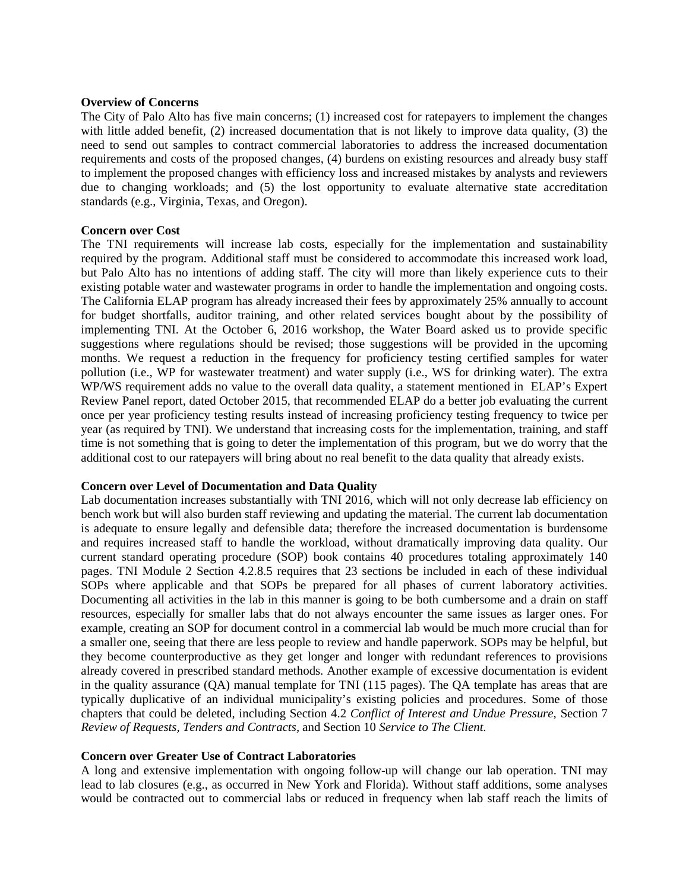**Overview of Concerns**

The City of Palo Alto has five main concerns; (1) increased cost for ratepayers to implement the changes with little added benefit, (2) increased documentation that is not likely to improve data quality, (3) the need to send out samples to contract commercial laboratories to address the increased documentation requirements and costs of the proposed changes, (4) burdens on existing resources and already busy staff to implement the proposed changes with efficiency loss and increased mistakes by analysts and reviewers due to changing workloads; and (5) the lost opportunity to evaluate alternative state accreditation standards (e.g., Virginia, Texas, and Oregon).

**Concern over Cost**

The TNI requirements will increase lab costs, especially for the implementation and sustainability required by the program. Additional staff must be considered to accommodate this increased work load, but Palo Alto has no intentions of adding staff. The city will more than likely experience cuts to their existing potable water and wastewater programs in order to handle the implementation and ongoing costs. The California ELAP program has already increased their fees by approximately 25% annually to account for budget shortfalls, auditor training, and other related services bought about by the possibility of implementing TNI. At the October 6, 2016 workshop, the Water Board asked us to provide specific suggestions where regulations should be revised; those suggestions will be provided in the upcoming months. We request a reduction in the frequency for proficiency testing certified samples for water pollution (i.e., WP for wastewater treatment) and water supply (i.e., WS for drinking water). The extra WP/WS requirement adds no value to the overall data quality, a statement mentioned in ELAP's Expert Review Panel report, dated October 2015, that recommended ELAP do a better job evaluating the current once per year proficiency testing results instead of increasing proficiency testing frequency to twice per year (as required by TNI). We understand that increasing costs for the implementation, training, and staff time is not something that is going to deter the implementation of this program, but we do worry that the additional cost to our ratepayers will bring about no real benefit to the data quality that already exists.

**Concern over Level of Documentation and Data Quality**

Lab documentation increases substantially with TNI 2016, which will not only decrease lab efficiency on bench work but will also burden staff reviewing and updating the material. The current lab documentation is adequate to ensure legally and defensible data; therefore the increased documentation is burdensome and requires increased staff to handle the workload, without dramatically improving data quality. Our current standard operating procedure (SOP) book contains 40 procedures totaling approximately 140 pages. TNI Module 2 Section 4.2.8.5 requires that 23 sections be included in each of these individual SOPs where applicable and that SOPs be prepared for all phases of current laboratory activities. Documenting all activities in the lab in this manner is going to be both cumbersome and a drain on staff resources, especially for smaller labs that do not always encounter the same issues as larger ones. For example, creating an SOP for document control in a commercial lab would be much more crucial than for a smaller one, seeing that there are less people to review and handle paperwork. SOPs may be helpful, but they become counterproductive as they get longer and longer with redundant references to provisions already covered in prescribed standard methods. Another example of excessive documentation is evident in the quality assurance (QA) manual template for TNI (115 pages). The QA template has areas that are typically duplicative of an individual municipality's existing policies and procedures. Some of those chapters that could be deleted, including Section 4.2 *Conflict of Interest and Undue Pressure,* Section 7 *Review of Requests, Tenders and Contracts*, and Section 10 *Service to The Client.*

**Concern over Greater Use of Contract Laboratories**

A long and extensive implementation with ongoing follow-up will change our lab operation. TNI may lead to lab closures (e.g., as occurred in New York and Florida). Without staff additions, some analyses would be contracted out to commercial labs or reduced in frequency when lab staff reach the limits of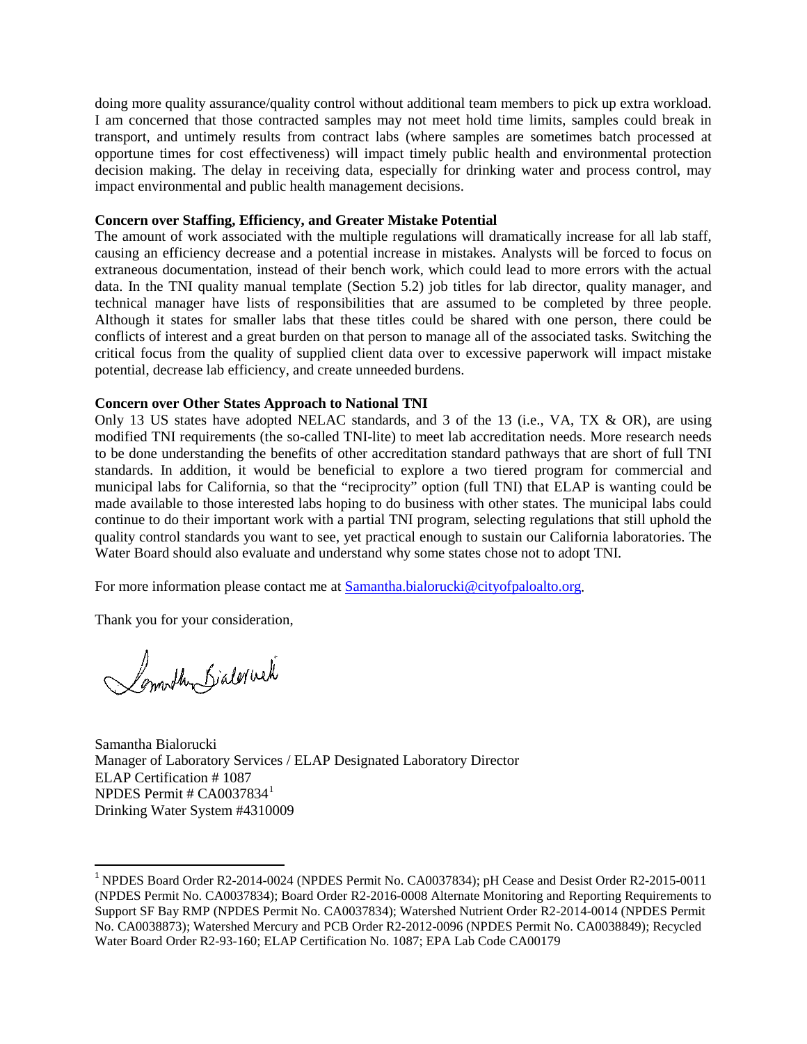doing more quality assurance/quality control without additional team members to pick up extra workload. I am concerned that those contracted samples may not meet hold time limits, samples could break in transport, and untimely results from contract labs (where samples are sometimes batch processed at opportune times for cost effectiveness) will impact timely public health and environmental protection decision making. The delay in receiving data, especially for drinking water and process control, may impact environmental and public health management decisions.

**Concern over Staffing, Efficiency, and Greater Mistake Potential**

The amount of work associated with the multiple regulations will dramatically increase for all lab staff, causing an efficiency decrease and a potential increase in mistakes. Analysts will be forced to focus on extraneous documentation, instead of their bench work, which could lead to more errors with the actual data. In the TNI quality manual template (Section 5.2) job titles for lab director, quality manager, and technical manager have lists of responsibilities that are assumed to be completed by three people. Although it states for smaller labs that these titles could be shared with one person, there could be conflicts of interest and a great burden on that person to manage all of the associated tasks. Switching the critical focus from the quality of supplied client data over to excessive paperwork will impact mistake potential, decrease lab efficiency, and create unneeded burdens.

**Concern over Other States Approach to National TNI**

Only 13 US states have adopted NELAC standards, and 3 of the 13 (i.e., VA, TX & OR), are using modified TNI requirements (the so-called TNI-lite) to meet lab accreditation needs. More research needs to be done understanding the benefits of other accreditation standard pathways that are short of full TNI standards. In addition, it would be beneficial to explore a two tiered program for commercial and municipal labs for California, so that the "reciprocity" option (full TNI) that ELAP is wanting could be made available to those interested labs hoping to do business with other states. The municipal labs could continue to do their important work with a partial TNI program, selecting regulations that still uphold the quality control standards you want to see, yet practical enough to sustain our California laboratories. The Water Board should also evaluate and understand why some states chose not to adopt TNI.

For more information please contact me at Samantha.bialorucki@cityofpaloalto.org.

Thank you for your consideration,

Samantha Bialorucki
Manager of Laboratory Services / ELAP Designated Laboratory Director
ELAP Certification # 1087
NPDES Permit # CA0037834[1]
Drinking Water System #4310009

[1] NPDES Board Order R2-2014-0024 (NPDES Permit No. CA0037834); pH Cease and Desist Order R2-2015-0011 (NPDES Permit No. CA0037834); Board Order R2-2016-0008 Alternate Monitoring and Reporting Requirements to Support SF Bay RMP (NPDES Permit No. CA0037834); Watershed Nutrient Order R2-2014-0014 (NPDES Permit No. CA0038873); Watershed Mercury and PCB Order R2-2012-0096 (NPDES Permit No. CA0038849); Recycled Water Board Order R2-93-160; ELAP Certification No. 1087; EPA Lab Code CA00179